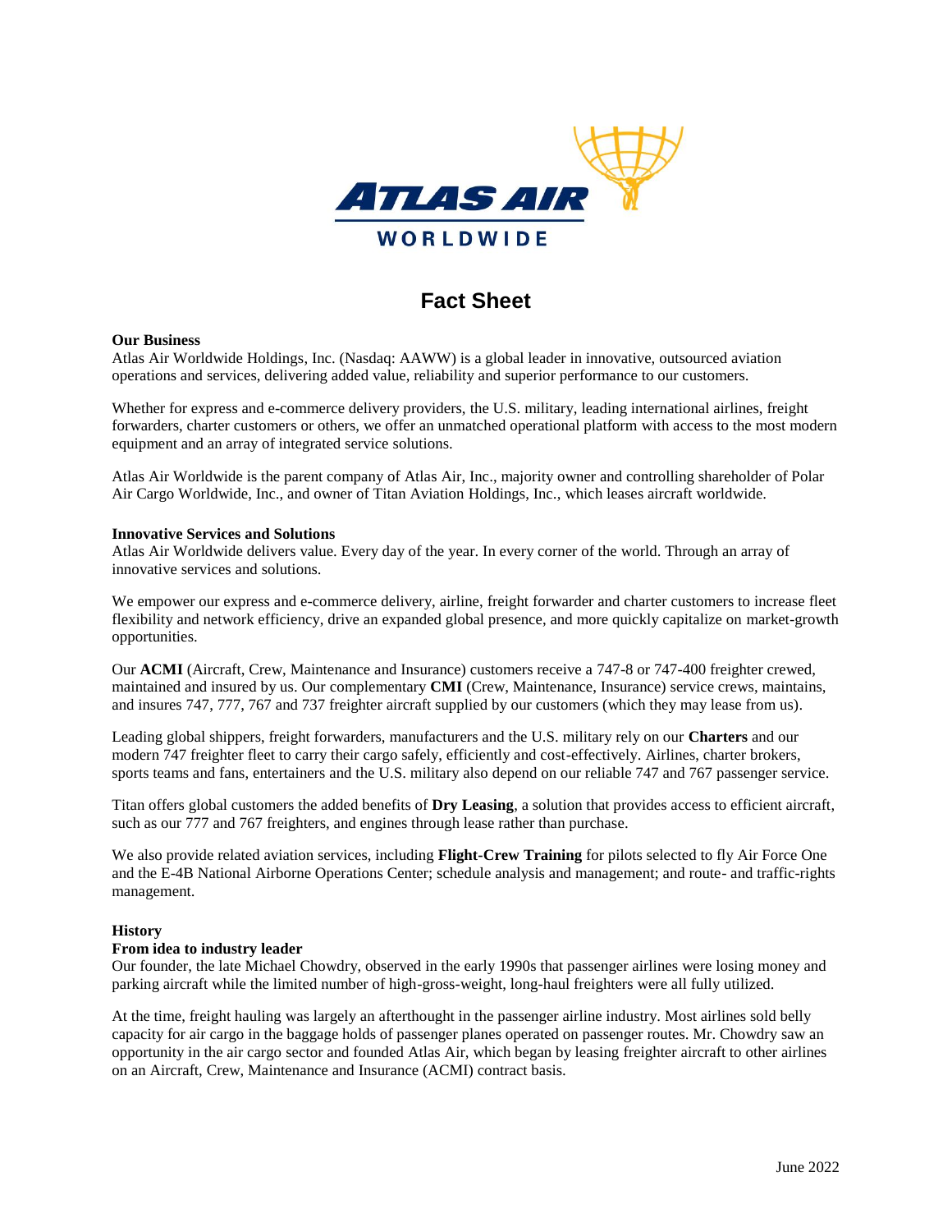# Fact Sheet

**Our Business**

Atlas Air Worldwide Holdings, Inc. (Nasdaq: AAWW) is a global leader in innovative, outsourced aviation operations and services, delivering added value, reliability and superior performance to our customers.

Whether for express and e-commerce delivery providers, the U.S. military, leading international airlines, freight forwarders, charter customers or others, we offer an unmatched operational platform with access to the most modern equipment and an array of integrated service solutions.

Atlas Air Worldwide is the parent company of Atlas Air, Inc., majority owner and controlling shareholder of Polar Air Cargo Worldwide, Inc., and owner of Titan Aviation Holdings, Inc., which leases aircraft worldwide.

**Innovative Services and Solutions**

Atlas Air Worldwide delivers value. Every day of the year. In every corner of the world. Through an array of innovative services and solutions.

We empower our express and e-commerce delivery, airline, freight forwarder and charter customers to increase fleet flexibility and network efficiency, drive an expanded global presence, and more quickly capitalize on market-growth opportunities.

Our **ACMI** (Aircraft, Crew, Maintenance and Insurance) customers receive a 747-8 or 747-400 freighter crewed, maintained and insured by us. Our complementary **CMI** (Crew, Maintenance, Insurance) service crews, maintains, and insures 747, 777, 767 and 737 freighter aircraft supplied by our customers (which they may lease from us).

Leading global shippers, freight forwarders, manufacturers and the U.S. military rely on our **Charters** and our modern 747 freighter fleet to carry their cargo safely, efficiently and cost-effectively. Airlines, charter brokers, sports teams and fans, entertainers and the U.S. military also depend on our reliable 747 and 767 passenger service.

Titan offers global customers the added benefits of **Dry Leasing**, a solution that provides access to efficient aircraft, such as our 777 and 767 freighters, and engines through lease rather than purchase.

We also provide related aviation services, including **Flight-Crew Training** for pilots selected to fly Air Force One and the E-4B National Airborne Operations Center; schedule analysis and management; and route- and traffic-rights management.

**History**

**From idea to industry leader**

Our founder, the late Michael Chowdry, observed in the early 1990s that passenger airlines were losing money and parking aircraft while the limited number of high-gross-weight, long-haul freighters were all fully utilized.

At the time, freight hauling was largely an afterthought in the passenger airline industry. Most airlines sold belly capacity for air cargo in the baggage holds of passenger planes operated on passenger routes. Mr. Chowdry saw an opportunity in the air cargo sector and founded Atlas Air, which began by leasing freighter aircraft to other airlines on an Aircraft, Crew, Maintenance and Insurance (ACMI) contract basis.

June 2022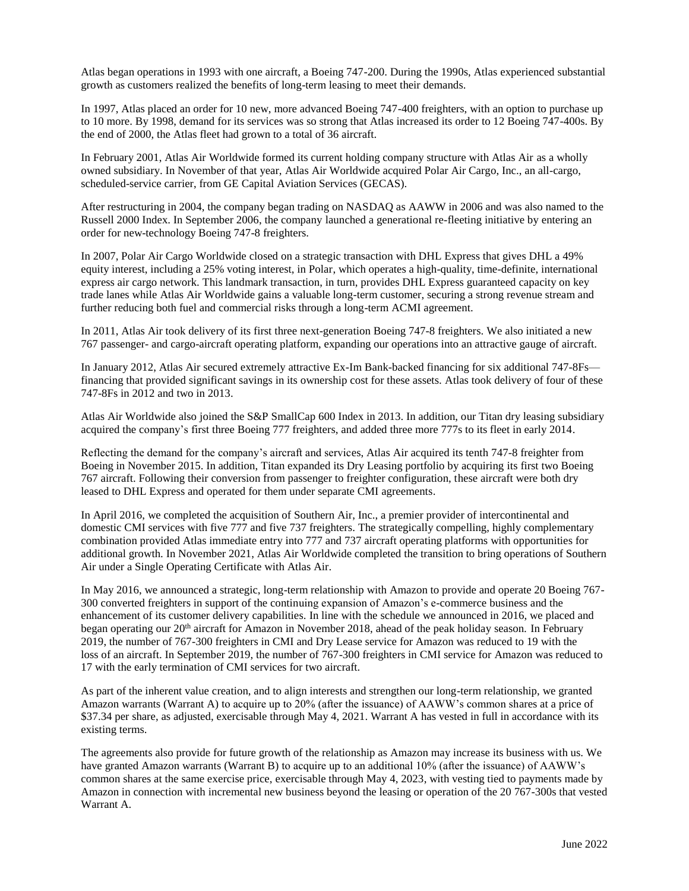Atlas began operations in 1993 with one aircraft, a Boeing 747-200. During the 1990s, Atlas experienced substantial growth as customers realized the benefits of long-term leasing to meet their demands.

In 1997, Atlas placed an order for 10 new, more advanced Boeing 747-400 freighters, with an option to purchase up to 10 more. By 1998, demand for its services was so strong that Atlas increased its order to 12 Boeing 747-400s. By the end of 2000, the Atlas fleet had grown to a total of 36 aircraft.

In February 2001, Atlas Air Worldwide formed its current holding company structure with Atlas Air as a wholly owned subsidiary. In November of that year, Atlas Air Worldwide acquired Polar Air Cargo, Inc., an all-cargo, scheduled-service carrier, from GE Capital Aviation Services (GECAS).

After restructuring in 2004, the company began trading on NASDAQ as AAWW in 2006 and was also named to the Russell 2000 Index. In September 2006, the company launched a generational re-fleeting initiative by entering an order for new-technology Boeing 747-8 freighters.

In 2007, Polar Air Cargo Worldwide closed on a strategic transaction with DHL Express that gives DHL a 49% equity interest, including a 25% voting interest, in Polar, which operates a high-quality, time-definite, international express air cargo network. This landmark transaction, in turn, provides DHL Express guaranteed capacity on key trade lanes while Atlas Air Worldwide gains a valuable long-term customer, securing a strong revenue stream and further reducing both fuel and commercial risks through a long-term ACMI agreement.

In 2011, Atlas Air took delivery of its first three next-generation Boeing 747-8 freighters. We also initiated a new 767 passenger- and cargo-aircraft operating platform, expanding our operations into an attractive gauge of aircraft.

In January 2012, Atlas Air secured extremely attractive Ex-Im Bank-backed financing for six additional 747-8Fs—financing that provided significant savings in its ownership cost for these assets. Atlas took delivery of four of these 747-8Fs in 2012 and two in 2013.

Atlas Air Worldwide also joined the S&P SmallCap 600 Index in 2013. In addition, our Titan dry leasing subsidiary acquired the company's first three Boeing 777 freighters, and added three more 777s to its fleet in early 2014.

Reflecting the demand for the company's aircraft and services, Atlas Air acquired its tenth 747-8 freighter from Boeing in November 2015. In addition, Titan expanded its Dry Leasing portfolio by acquiring its first two Boeing 767 aircraft. Following their conversion from passenger to freighter configuration, these aircraft were both dry leased to DHL Express and operated for them under separate CMI agreements.

In April 2016, we completed the acquisition of Southern Air, Inc., a premier provider of intercontinental and domestic CMI services with five 777 and five 737 freighters. The strategically compelling, highly complementary combination provided Atlas immediate entry into 777 and 737 aircraft operating platforms with opportunities for additional growth. In November 2021, Atlas Air Worldwide completed the transition to bring operations of Southern Air under a Single Operating Certificate with Atlas Air.

In May 2016, we announced a strategic, long-term relationship with Amazon to provide and operate 20 Boeing 767-300 converted freighters in support of the continuing expansion of Amazon's e-commerce business and the enhancement of its customer delivery capabilities. In line with the schedule we announced in 2016, we placed and began operating our 20th aircraft for Amazon in November 2018, ahead of the peak holiday season. In February 2019, the number of 767-300 freighters in CMI and Dry Lease service for Amazon was reduced to 19 with the loss of an aircraft. In September 2019, the number of 767-300 freighters in CMI service for Amazon was reduced to 17 with the early termination of CMI services for two aircraft.

As part of the inherent value creation, and to align interests and strengthen our long-term relationship, we granted Amazon warrants (Warrant A) to acquire up to 20% (after the issuance) of AAWW's common shares at a price of $37.34 per share, as adjusted, exercisable through May 4, 2021. Warrant A has vested in full in accordance with its existing terms.

The agreements also provide for future growth of the relationship as Amazon may increase its business with us. We have granted Amazon warrants (Warrant B) to acquire up to an additional 10% (after the issuance) of AAWW's common shares at the same exercise price, exercisable through May 4, 2023, with vesting tied to payments made by Amazon in connection with incremental new business beyond the leasing or operation of the 20 767-300s that vested Warrant A.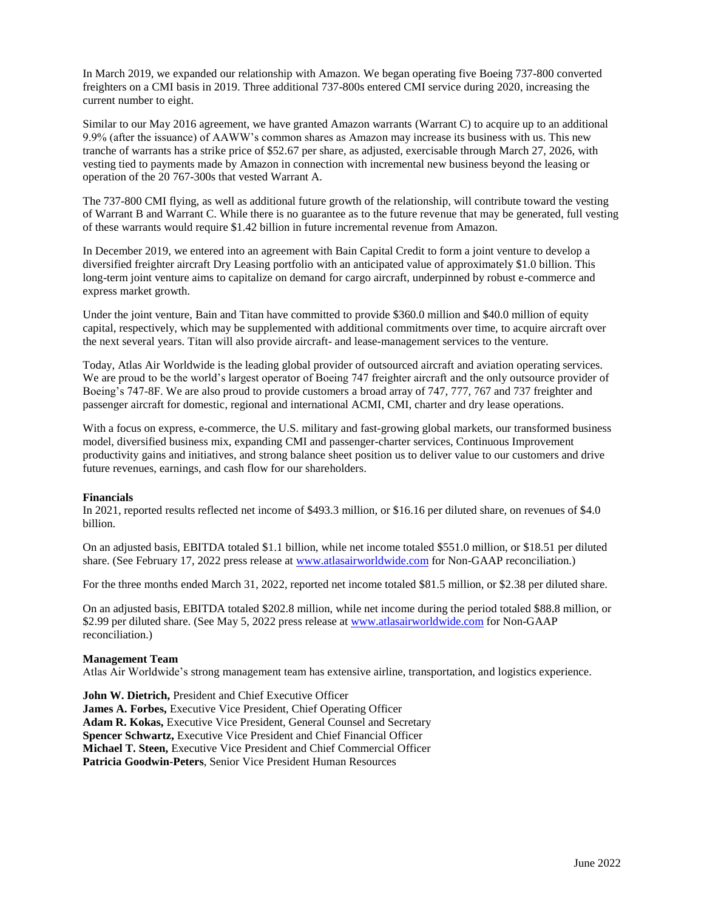In March 2019, we expanded our relationship with Amazon. We began operating five Boeing 737-800 converted freighters on a CMI basis in 2019. Three additional 737-800s entered CMI service during 2020, increasing the current number to eight.

Similar to our May 2016 agreement, we have granted Amazon warrants (Warrant C) to acquire up to an additional 9.9% (after the issuance) of AAWW's common shares as Amazon may increase its business with us. This new tranche of warrants has a strike price of $52.67 per share, as adjusted, exercisable through March 27, 2026, with vesting tied to payments made by Amazon in connection with incremental new business beyond the leasing or operation of the 20 767-300s that vested Warrant A.

The 737-800 CMI flying, as well as additional future growth of the relationship, will contribute toward the vesting of Warrant B and Warrant C. While there is no guarantee as to the future revenue that may be generated, full vesting of these warrants would require $1.42 billion in future incremental revenue from Amazon.

In December 2019, we entered into an agreement with Bain Capital Credit to form a joint venture to develop a diversified freighter aircraft Dry Leasing portfolio with an anticipated value of approximately $1.0 billion. This long-term joint venture aims to capitalize on demand for cargo aircraft, underpinned by robust e-commerce and express market growth.

Under the joint venture, Bain and Titan have committed to provide $360.0 million and $40.0 million of equity capital, respectively, which may be supplemented with additional commitments over time, to acquire aircraft over the next several years. Titan will also provide aircraft- and lease-management services to the venture.

Today, Atlas Air Worldwide is the leading global provider of outsourced aircraft and aviation operating services. We are proud to be the world's largest operator of Boeing 747 freighter aircraft and the only outsource provider of Boeing's 747-8F. We are also proud to provide customers a broad array of 747, 777, 767 and 737 freighter and passenger aircraft for domestic, regional and international ACMI, CMI, charter and dry lease operations.

With a focus on express, e-commerce, the U.S. military and fast-growing global markets, our transformed business model, diversified business mix, expanding CMI and passenger-charter services, Continuous Improvement productivity gains and initiatives, and strong balance sheet position us to deliver value to our customers and drive future revenues, earnings, and cash flow for our shareholders.

**Financials**

In 2021, reported results reflected net income of $493.3 million, or $16.16 per diluted share, on revenues of $4.0 billion.

On an adjusted basis, EBITDA totaled $1.1 billion, while net income totaled $551.0 million, or $18.51 per diluted share. (See February 17, 2022 press release at www.atlasairworldwide.com for Non-GAAP reconciliation.)

For the three months ended March 31, 2022, reported net income totaled $81.5 million, or $2.38 per diluted share.

On an adjusted basis, EBITDA totaled $202.8 million, while net income during the period totaled $88.8 million, or $2.99 per diluted share. (See May 5, 2022 press release at www.atlasairworldwide.com for Non-GAAP reconciliation.)

**Management Team**

Atlas Air Worldwide's strong management team has extensive airline, transportation, and logistics experience.

**John W. Dietrich,** President and Chief Executive Officer
**James A. Forbes,** Executive Vice President, Chief Operating Officer
**Adam R. Kokas,** Executive Vice President, General Counsel and Secretary
**Spencer Schwartz,** Executive Vice President and Chief Financial Officer
**Michael T. Steen,** Executive Vice President and Chief Commercial Officer
**Patricia Goodwin-Peters**, Senior Vice President Human Resources

June 2022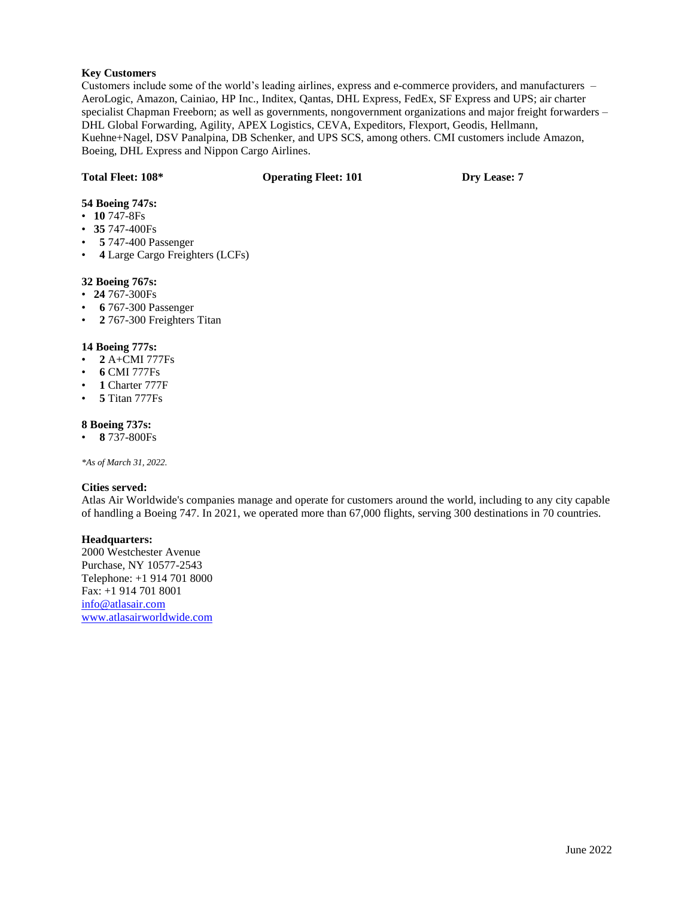**Key Customers**

Customers include some of the world's leading airlines, express and e-commerce providers, and manufacturers – AeroLogic, Amazon, Cainiao, HP Inc., Inditex, Qantas, DHL Express, FedEx, SF Express and UPS; air charter specialist Chapman Freeborn; as well as governments, nongovernment organizations and major freight forwarders – DHL Global Forwarding, Agility, APEX Logistics, CEVA, Expeditors, Flexport, Geodis, Hellmann, Kuehne+Nagel, DSV Panalpina, DB Schenker, and UPS SCS, among others. CMI customers include Amazon, Boeing, DHL Express and Nippon Cargo Airlines.

**Total Fleet: 108*** **Operating Fleet: 101** **Dry Lease: 7**

**54 Boeing 747s:**

- **10** 747-8Fs
- **35** 747-400Fs
- **5** 747-400 Passenger
- **4** Large Cargo Freighters (LCFs)

**32 Boeing 767s:**

- **24** 767-300Fs
- **6** 767-300 Passenger
- **2** 767-300 Freighters Titan

**14 Boeing 777s:**

- **2** A+CMI 777Fs
- **6** CMI 777Fs
- **1** Charter 777F
- **5** Titan 777Fs

**8 Boeing 737s:**

- **8** 737-800Fs

*\*As of March 31, 2022.*

**Cities served:**

Atlas Air Worldwide's companies manage and operate for customers around the world, including to any city capable of handling a Boeing 747. In 2021, we operated more than 67,000 flights, serving 300 destinations in 70 countries.

**Headquarters:**

2000 Westchester Avenue
Purchase, NY 10577-2543
Telephone: +1 914 701 8000
Fax: +1 914 701 8001
info@atlasair.com
www.atlasairworldwide.com

June 2022